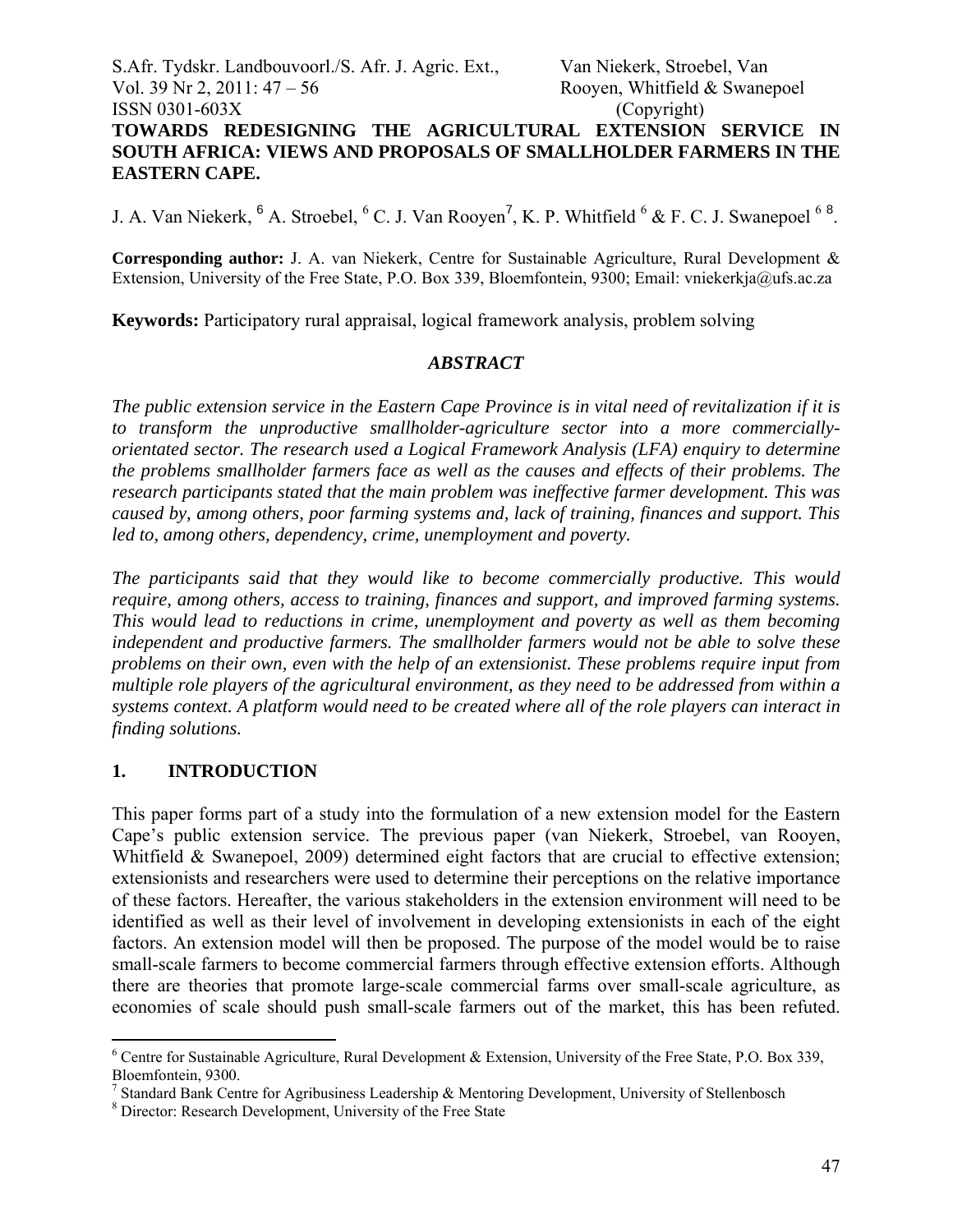# TOWARDS REDESIGNING THE AGRICULTURAL EXTENSION SERVICE IN SOUTH AFRICA: VIEWS AND PROPOSALS OF SMALLHOLDER FARMERS IN THE EASTERN CAPE.

J. A. Van Niekerk, [6] A. Stroebel, [6] C. J. Van Rooyen[7], K. P. Whitfield [6] & F. C. J. Swanepoel [6] [8].

**Corresponding author:** J. A. van Niekerk, Centre for Sustainable Agriculture, Rural Development & Extension, University of the Free State, P.O. Box 339, Bloemfontein, 9300; Email: vniekerkja@ufs.ac.za

**Keywords:** Participatory rural appraisal, logical framework analysis, problem solving

## *ABSTRACT*

*The public extension service in the Eastern Cape Province is in vital need of revitalization if it is to transform the unproductive smallholder-agriculture sector into a more commercially-orientated sector. The research used a Logical Framework Analysis (LFA) enquiry to determine the problems smallholder farmers face as well as the causes and effects of their problems. The research participants stated that the main problem was ineffective farmer development. This was caused by, among others, poor farming systems and, lack of training, finances and support. This led to, among others, dependency, crime, unemployment and poverty.*

*The participants said that they would like to become commercially productive. This would require, among others, access to training, finances and support, and improved farming systems. This would lead to reductions in crime, unemployment and poverty as well as them becoming independent and productive farmers. The smallholder farmers would not be able to solve these problems on their own, even with the help of an extensionist. These problems require input from multiple role players of the agricultural environment, as they need to be addressed from within a systems context. A platform would need to be created where all of the role players can interact in finding solutions.*

## 1. INTRODUCTION

This paper forms part of a study into the formulation of a new extension model for the Eastern Cape's public extension service. The previous paper (van Niekerk, Stroebel, van Rooyen, Whitfield & Swanepoel, 2009) determined eight factors that are crucial to effective extension; extensionists and researchers were used to determine their perceptions on the relative importance of these factors. Hereafter, the various stakeholders in the extension environment will need to be identified as well as their level of involvement in developing extensionists in each of the eight factors. An extension model will then be proposed. The purpose of the model would be to raise small-scale farmers to become commercial farmers through effective extension efforts. Although there are theories that promote large-scale commercial farms over small-scale agriculture, as economies of scale should push small-scale farmers out of the market, this has been refuted.

---

[6] Centre for Sustainable Agriculture, Rural Development & Extension, University of the Free State, P.O. Box 339, Bloemfontein, 9300.

[7] Standard Bank Centre for Agribusiness Leadership & Mentoring Development, University of Stellenbosch

[8] Director: Research Development, University of the Free State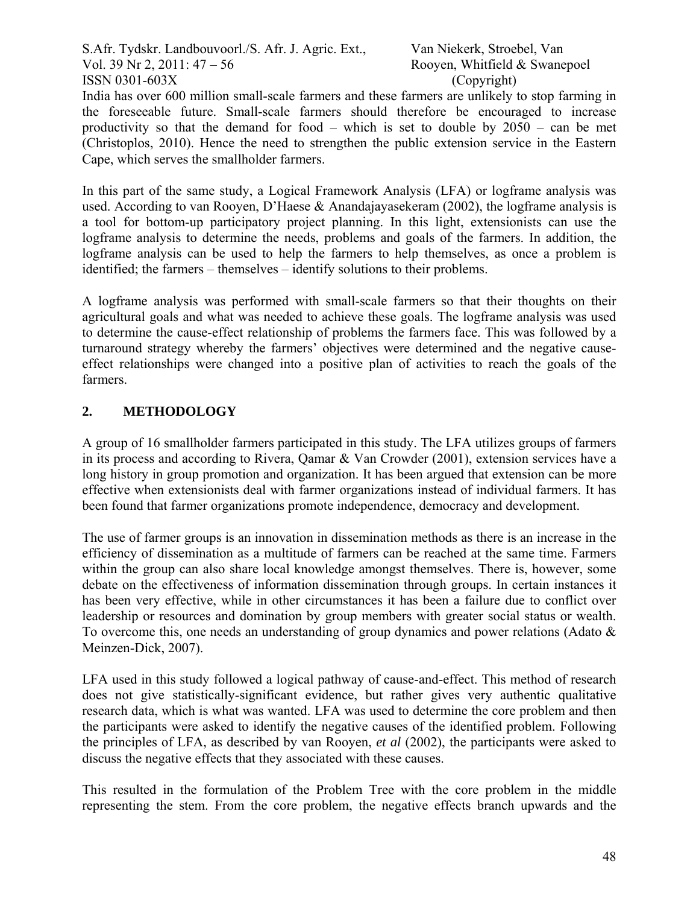India has over 600 million small-scale farmers and these farmers are unlikely to stop farming in the foreseeable future. Small-scale farmers should therefore be encouraged to increase productivity so that the demand for food – which is set to double by 2050 – can be met (Christoplos, 2010). Hence the need to strengthen the public extension service in the Eastern Cape, which serves the smallholder farmers.

In this part of the same study, a Logical Framework Analysis (LFA) or logframe analysis was used. According to van Rooyen, D'Haese & Anandajayasekeram (2002), the logframe analysis is a tool for bottom-up participatory project planning. In this light, extensionists can use the logframe analysis to determine the needs, problems and goals of the farmers. In addition, the logframe analysis can be used to help the farmers to help themselves, as once a problem is identified; the farmers – themselves – identify solutions to their problems.

A logframe analysis was performed with small-scale farmers so that their thoughts on their agricultural goals and what was needed to achieve these goals. The logframe analysis was used to determine the cause-effect relationship of problems the farmers face. This was followed by a turnaround strategy whereby the farmers' objectives were determined and the negative cause-effect relationships were changed into a positive plan of activities to reach the goals of the farmers.

## 2. METHODOLOGY

A group of 16 smallholder farmers participated in this study. The LFA utilizes groups of farmers in its process and according to Rivera, Qamar & Van Crowder (2001), extension services have a long history in group promotion and organization. It has been argued that extension can be more effective when extensionists deal with farmer organizations instead of individual farmers. It has been found that farmer organizations promote independence, democracy and development.

The use of farmer groups is an innovation in dissemination methods as there is an increase in the efficiency of dissemination as a multitude of farmers can be reached at the same time. Farmers within the group can also share local knowledge amongst themselves. There is, however, some debate on the effectiveness of information dissemination through groups. In certain instances it has been very effective, while in other circumstances it has been a failure due to conflict over leadership or resources and domination by group members with greater social status or wealth. To overcome this, one needs an understanding of group dynamics and power relations (Adato & Meinzen-Dick, 2007).

LFA used in this study followed a logical pathway of cause-and-effect. This method of research does not give statistically-significant evidence, but rather gives very authentic qualitative research data, which is what was wanted. LFA was used to determine the core problem and then the participants were asked to identify the negative causes of the identified problem. Following the principles of LFA, as described by van Rooyen, *et al* (2002), the participants were asked to discuss the negative effects that they associated with these causes.

This resulted in the formulation of the Problem Tree with the core problem in the middle representing the stem. From the core problem, the negative effects branch upwards and the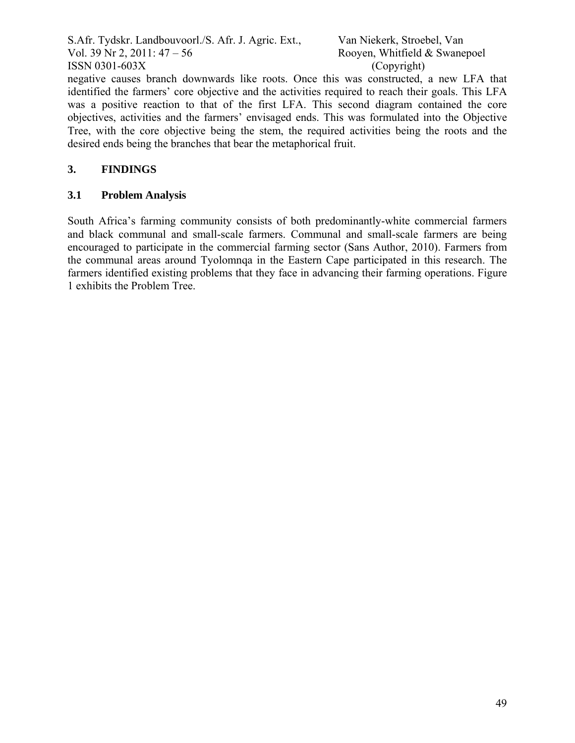negative causes branch downwards like roots. Once this was constructed, a new LFA that identified the farmers' core objective and the activities required to reach their goals. This LFA was a positive reaction to that of the first LFA. This second diagram contained the core objectives, activities and the farmers' envisaged ends. This was formulated into the Objective Tree, with the core objective being the stem, the required activities being the roots and the desired ends being the branches that bear the metaphorical fruit.

## 3. FINDINGS

### 3.1 Problem Analysis

South Africa's farming community consists of both predominantly-white commercial farmers and black communal and small-scale farmers. Communal and small-scale farmers are being encouraged to participate in the commercial farming sector (Sans Author, 2010). Farmers from the communal areas around Tyolomnqa in the Eastern Cape participated in this research. The farmers identified existing problems that they face in advancing their farming operations. Figure 1 exhibits the Problem Tree.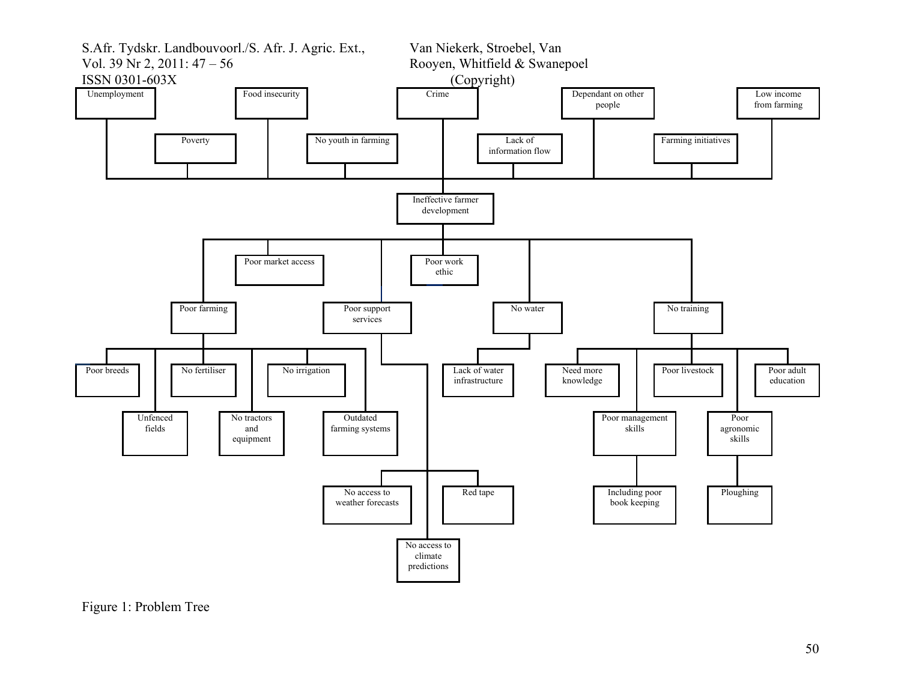- Unemployment
- Poverty
- Food insecurity
- No youth in farming
- Crime
- Lack of information flow
- Dependant on other people
- Farming initiatives
- Low income from farming

**Ineffective farmer development**

- Poor farming
  - Poor breeds
  - Unfenced fields
  - No fertiliser
  - No tractors and equipment
  - No irrigation
  - Outdated farming systems
- Poor market access
- Poor support services
  - No access to weather forecasts
  - Red tape
  - No access to climate predictions
- Poor work ethic
- No water
  - Lack of water infrastructure
- No training
  - Need more knowledge
  - Poor management skills
    - Including poor book keeping
  - Poor livestock
  - Poor agronomic skills
    - Ploughing
  - Poor adult education

Figure 1: Problem Tree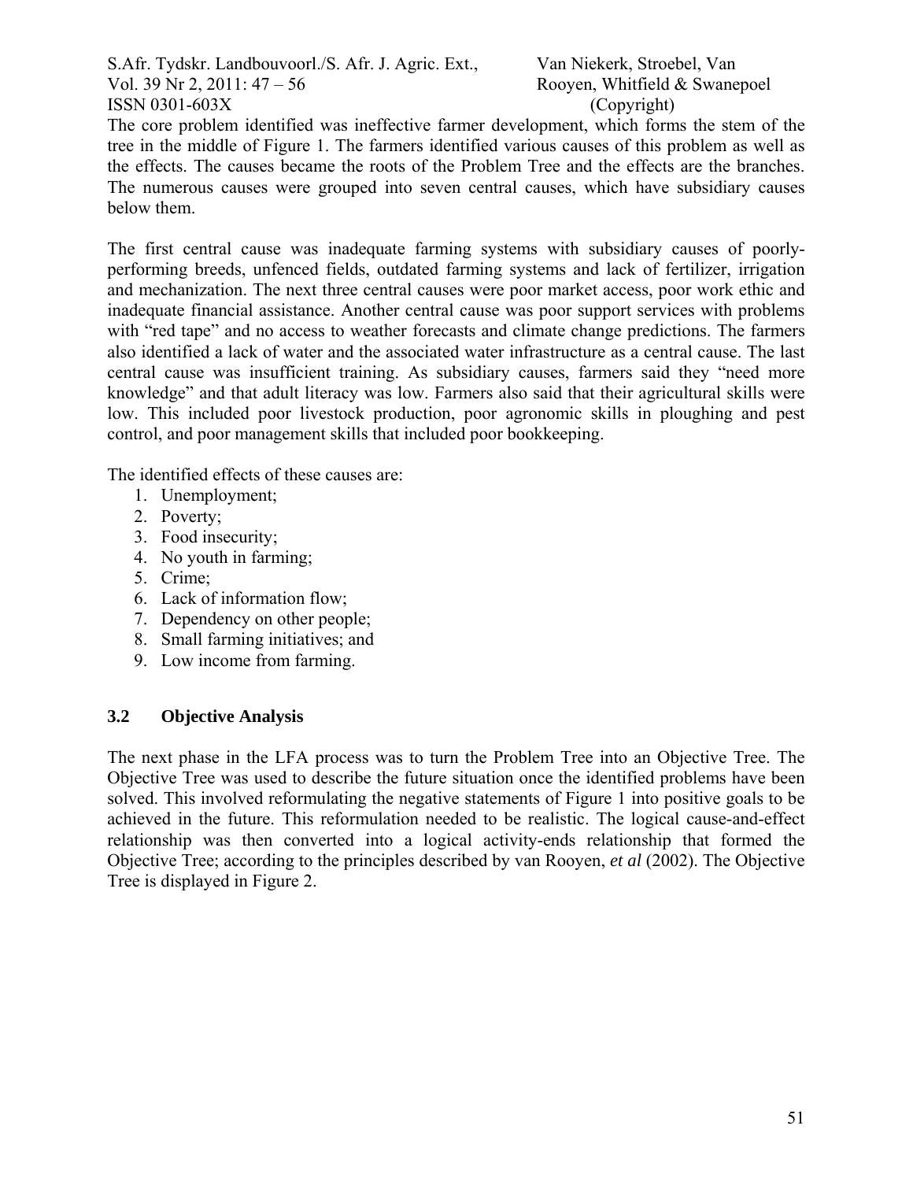The core problem identified was ineffective farmer development, which forms the stem of the tree in the middle of Figure 1. The farmers identified various causes of this problem as well as the effects. The causes became the roots of the Problem Tree and the effects are the branches. The numerous causes were grouped into seven central causes, which have subsidiary causes below them.

The first central cause was inadequate farming systems with subsidiary causes of poorly-performing breeds, unfenced fields, outdated farming systems and lack of fertilizer, irrigation and mechanization. The next three central causes were poor market access, poor work ethic and inadequate financial assistance. Another central cause was poor support services with problems with "red tape" and no access to weather forecasts and climate change predictions. The farmers also identified a lack of water and the associated water infrastructure as a central cause. The last central cause was insufficient training. As subsidiary causes, farmers said they "need more knowledge" and that adult literacy was low. Farmers also said that their agricultural skills were low. This included poor livestock production, poor agronomic skills in ploughing and pest control, and poor management skills that included poor bookkeeping.

The identified effects of these causes are:

1. Unemployment;
2. Poverty;
3. Food insecurity;
4. No youth in farming;
5. Crime;
6. Lack of information flow;
7. Dependency on other people;
8. Small farming initiatives; and
9. Low income from farming.

### 3.2 Objective Analysis

The next phase in the LFA process was to turn the Problem Tree into an Objective Tree. The Objective Tree was used to describe the future situation once the identified problems have been solved. This involved reformulating the negative statements of Figure 1 into positive goals to be achieved in the future. This reformulation needed to be realistic. The logical cause-and-effect relationship was then converted into a logical activity-ends relationship that formed the Objective Tree; according to the principles described by van Rooyen, *et al* (2002). The Objective Tree is displayed in Figure 2.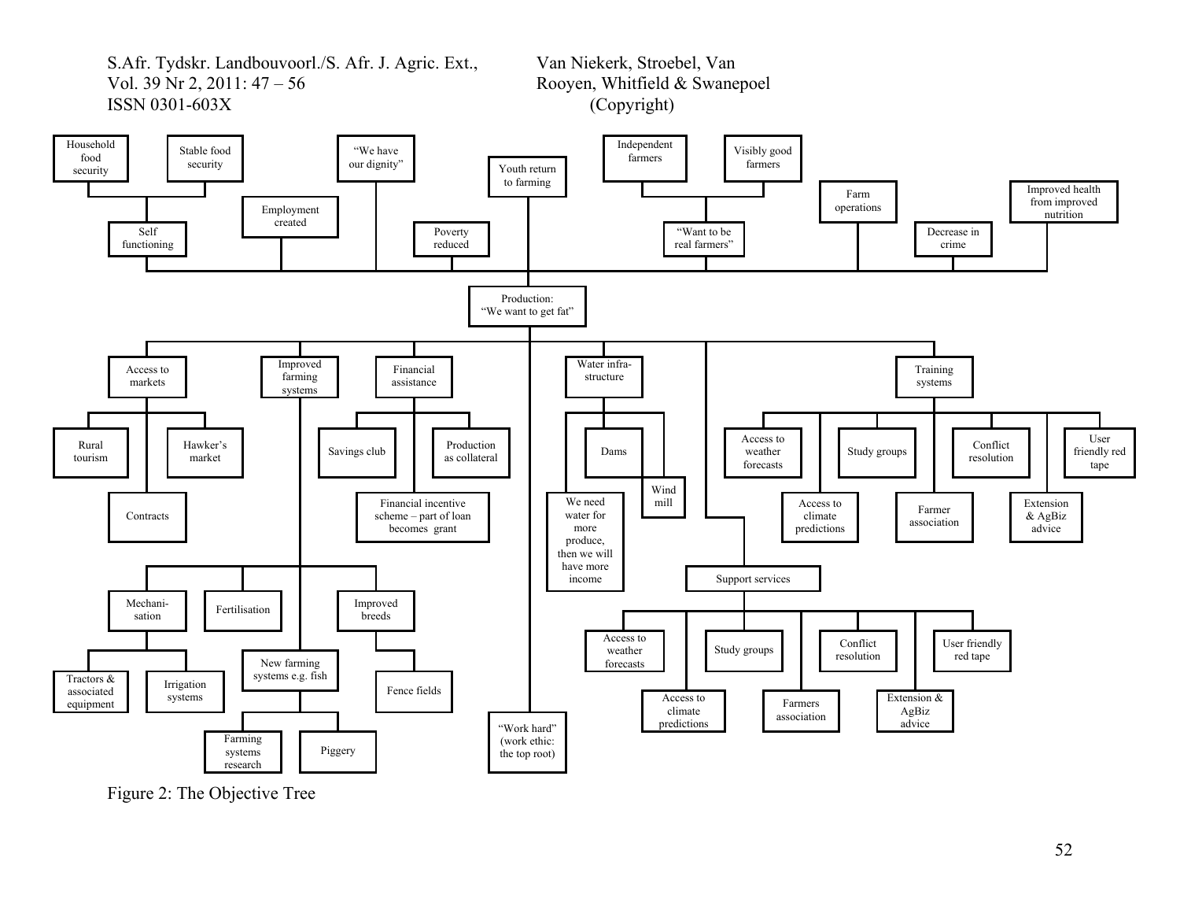- Household food security
- Stable food security
  - Self functioning
- Employment created
- "We have our dignity"
- Poverty reduced
- Youth return to farming
- Independent farmers
- Visibly good farmers
  - "Want to be real farmers"
- Farm operations
- Decrease in crime
- Improved health from improved nutrition

**Production: "We want to get fat"**

- Access to markets
  - Rural tourism
  - Hawker's market
  - Contracts
- Improved farming systems
  - Mechanisation
    - Tractors & associated equipment
    - Irrigation systems
  - Fertilisation
  - Improved breeds
    - Fence fields
  - New farming systems e.g. fish
    - Farming systems research
    - Piggery
- Financial assistance
  - Savings club
  - Production as collateral
  - Financial incentive scheme – part of loan becomes grant
- "Work hard" (work ethic: the top root)
- Water infra-structure
  - Dams
  - Wind mill
  - We need water for more produce, then we will have more income
- Support services
  - Access to weather forecasts
  - Study groups
  - Conflict resolution
  - User friendly red tape
  - Access to climate predictions
  - Farmers association
  - Extension & AgBiz advice
- Training systems
  - Access to weather forecasts
  - Study groups
  - Conflict resolution
  - User friendly red tape
  - Access to climate predictions
  - Farmer association
  - Extension & AgBiz advice

Figure 2: The Objective Tree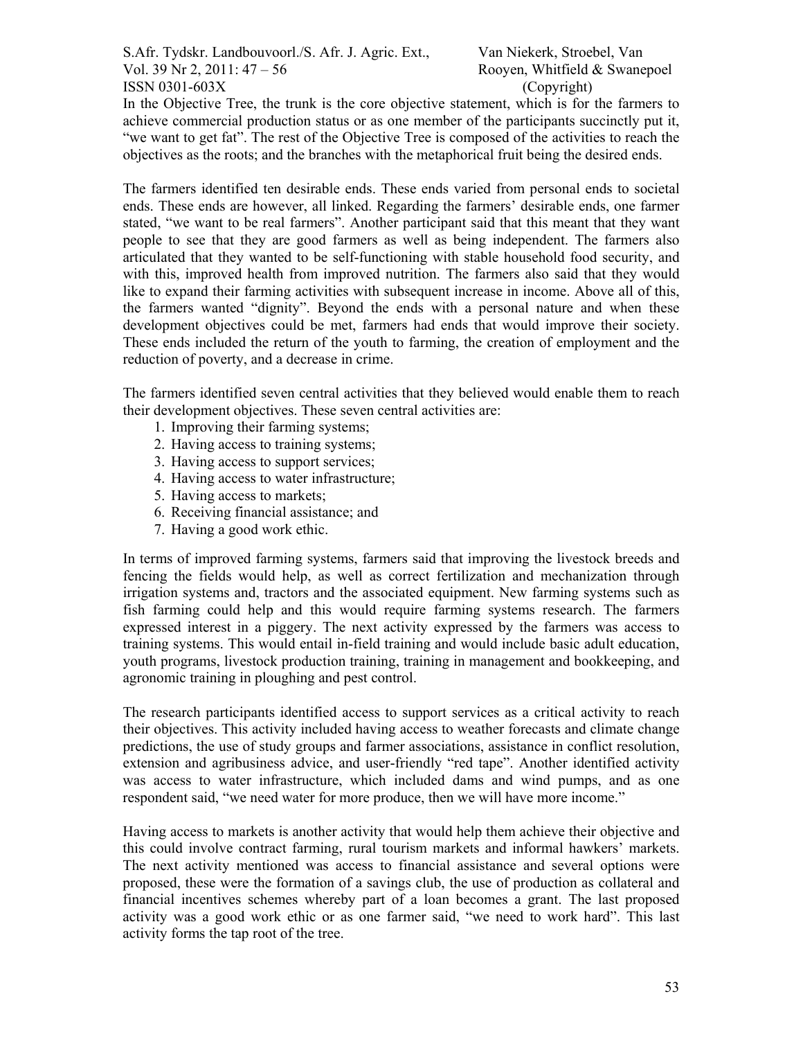In the Objective Tree, the trunk is the core objective statement, which is for the farmers to achieve commercial production status or as one member of the participants succinctly put it, "we want to get fat". The rest of the Objective Tree is composed of the activities to reach the objectives as the roots; and the branches with the metaphorical fruit being the desired ends.

The farmers identified ten desirable ends. These ends varied from personal ends to societal ends. These ends are however, all linked. Regarding the farmers' desirable ends, one farmer stated, "we want to be real farmers". Another participant said that this meant that they want people to see that they are good farmers as well as being independent. The farmers also articulated that they wanted to be self-functioning with stable household food security, and with this, improved health from improved nutrition. The farmers also said that they would like to expand their farming activities with subsequent increase in income. Above all of this, the farmers wanted "dignity". Beyond the ends with a personal nature and when these development objectives could be met, farmers had ends that would improve their society. These ends included the return of the youth to farming, the creation of employment and the reduction of poverty, and a decrease in crime.

The farmers identified seven central activities that they believed would enable them to reach their development objectives. These seven central activities are:

1. Improving their farming systems;
2. Having access to training systems;
3. Having access to support services;
4. Having access to water infrastructure;
5. Having access to markets;
6. Receiving financial assistance; and
7. Having a good work ethic.

In terms of improved farming systems, farmers said that improving the livestock breeds and fencing the fields would help, as well as correct fertilization and mechanization through irrigation systems and, tractors and the associated equipment. New farming systems such as fish farming could help and this would require farming systems research. The farmers expressed interest in a piggery. The next activity expressed by the farmers was access to training systems. This would entail in-field training and would include basic adult education, youth programs, livestock production training, training in management and bookkeeping, and agronomic training in ploughing and pest control.

The research participants identified access to support services as a critical activity to reach their objectives. This activity included having access to weather forecasts and climate change predictions, the use of study groups and farmer associations, assistance in conflict resolution, extension and agribusiness advice, and user-friendly "red tape". Another identified activity was access to water infrastructure, which included dams and wind pumps, and as one respondent said, "we need water for more produce, then we will have more income."

Having access to markets is another activity that would help them achieve their objective and this could involve contract farming, rural tourism markets and informal hawkers' markets. The next activity mentioned was access to financial assistance and several options were proposed, these were the formation of a savings club, the use of production as collateral and financial incentives schemes whereby part of a loan becomes a grant. The last proposed activity was a good work ethic or as one farmer said, "we need to work hard". This last activity forms the tap root of the tree.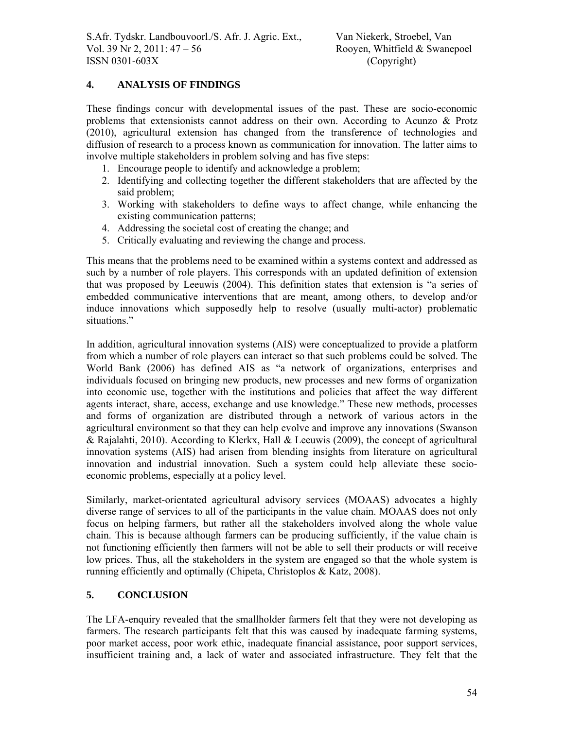## 4. ANALYSIS OF FINDINGS

These findings concur with developmental issues of the past. These are socio-economic problems that extensionists cannot address on their own. According to Acunzo & Protz (2010), agricultural extension has changed from the transference of technologies and diffusion of research to a process known as communication for innovation. The latter aims to involve multiple stakeholders in problem solving and has five steps:

1. Encourage people to identify and acknowledge a problem;
2. Identifying and collecting together the different stakeholders that are affected by the said problem;
3. Working with stakeholders to define ways to affect change, while enhancing the existing communication patterns;
4. Addressing the societal cost of creating the change; and
5. Critically evaluating and reviewing the change and process.

This means that the problems need to be examined within a systems context and addressed as such by a number of role players. This corresponds with an updated definition of extension that was proposed by Leeuwis (2004). This definition states that extension is "a series of embedded communicative interventions that are meant, among others, to develop and/or induce innovations which supposedly help to resolve (usually multi-actor) problematic situations."

In addition, agricultural innovation systems (AIS) were conceptualized to provide a platform from which a number of role players can interact so that such problems could be solved. The World Bank (2006) has defined AIS as "a network of organizations, enterprises and individuals focused on bringing new products, new processes and new forms of organization into economic use, together with the institutions and policies that affect the way different agents interact, share, access, exchange and use knowledge." These new methods, processes and forms of organization are distributed through a network of various actors in the agricultural environment so that they can help evolve and improve any innovations (Swanson & Rajalahti, 2010). According to Klerkx, Hall & Leeuwis (2009), the concept of agricultural innovation systems (AIS) had arisen from blending insights from literature on agricultural innovation and industrial innovation. Such a system could help alleviate these socio-economic problems, especially at a policy level.

Similarly, market-orientated agricultural advisory services (MOAAS) advocates a highly diverse range of services to all of the participants in the value chain. MOAAS does not only focus on helping farmers, but rather all the stakeholders involved along the whole value chain. This is because although farmers can be producing sufficiently, if the value chain is not functioning efficiently then farmers will not be able to sell their products or will receive low prices. Thus, all the stakeholders in the system are engaged so that the whole system is running efficiently and optimally (Chipeta, Christoplos & Katz, 2008).

## 5. CONCLUSION

The LFA-enquiry revealed that the smallholder farmers felt that they were not developing as farmers. The research participants felt that this was caused by inadequate farming systems, poor market access, poor work ethic, inadequate financial assistance, poor support services, insufficient training and, a lack of water and associated infrastructure. They felt that the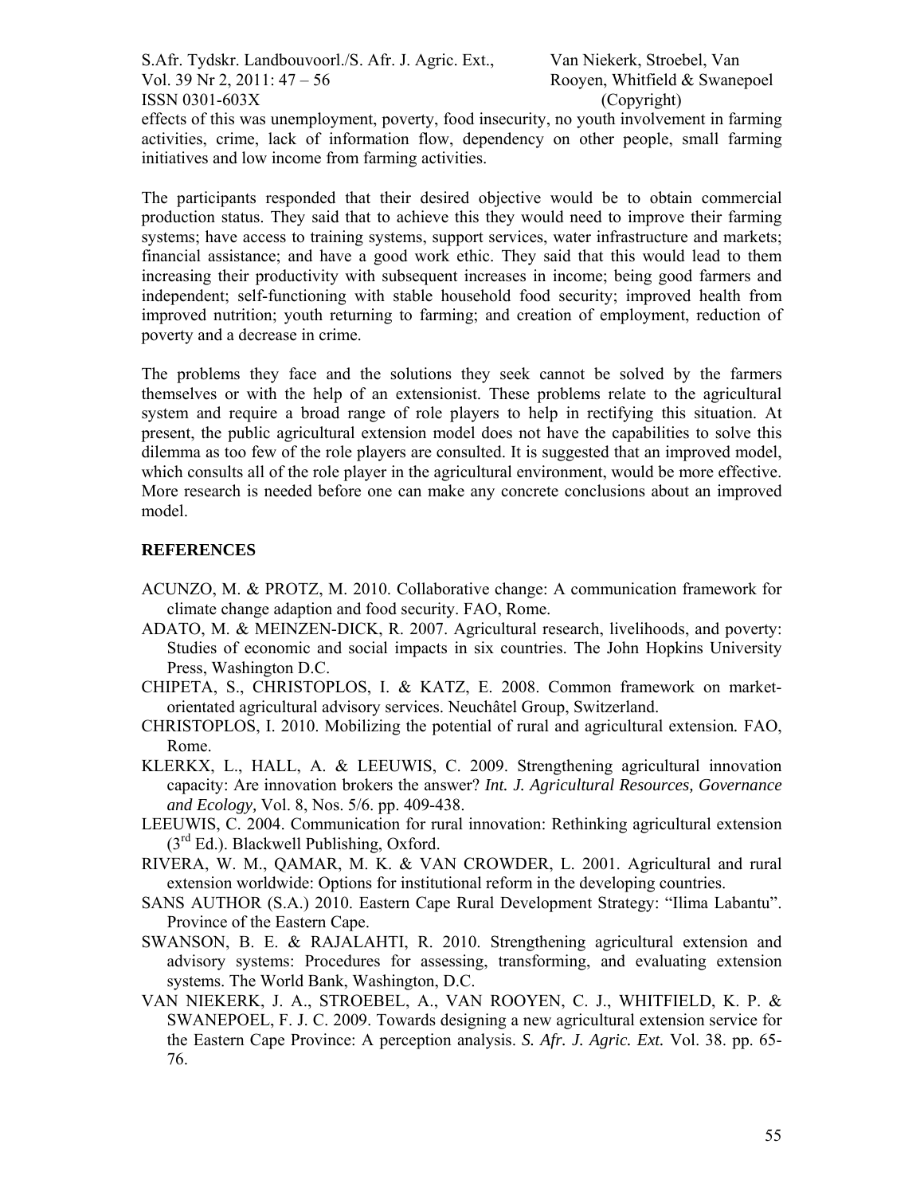effects of this was unemployment, poverty, food insecurity, no youth involvement in farming activities, crime, lack of information flow, dependency on other people, small farming initiatives and low income from farming activities.

The participants responded that their desired objective would be to obtain commercial production status. They said that to achieve this they would need to improve their farming systems; have access to training systems, support services, water infrastructure and markets; financial assistance; and have a good work ethic. They said that this would lead to them increasing their productivity with subsequent increases in income; being good farmers and independent; self-functioning with stable household food security; improved health from improved nutrition; youth returning to farming; and creation of employment, reduction of poverty and a decrease in crime.

The problems they face and the solutions they seek cannot be solved by the farmers themselves or with the help of an extensionist. These problems relate to the agricultural system and require a broad range of role players to help in rectifying this situation. At present, the public agricultural extension model does not have the capabilities to solve this dilemma as too few of the role players are consulted. It is suggested that an improved model, which consults all of the role player in the agricultural environment, would be more effective. More research is needed before one can make any concrete conclusions about an improved model.

## REFERENCES

- ACUNZO, M. & PROTZ, M. 2010. Collaborative change: A communication framework for climate change adaption and food security. FAO, Rome.
- ADATO, M. & MEINZEN-DICK, R. 2007. Agricultural research, livelihoods, and poverty: Studies of economic and social impacts in six countries. The John Hopkins University Press, Washington D.C.
- CHIPETA, S., CHRISTOPLOS, I. & KATZ, E. 2008. Common framework on market-orientated agricultural advisory services. Neuchâtel Group, Switzerland.
- CHRISTOPLOS, I. 2010. Mobilizing the potential of rural and agricultural extension*.* FAO, Rome.
- KLERKX, L., HALL, A. & LEEUWIS, C. 2009. Strengthening agricultural innovation capacity: Are innovation brokers the answer? *Int. J. Agricultural Resources, Governance and Ecology,* Vol. 8, Nos. 5/6. pp. 409-438.
- LEEUWIS, C. 2004. Communication for rural innovation: Rethinking agricultural extension (3rd Ed.). Blackwell Publishing, Oxford.
- RIVERA, W. M., QAMAR, M. K. & VAN CROWDER, L. 2001. Agricultural and rural extension worldwide: Options for institutional reform in the developing countries.
- SANS AUTHOR (S.A.) 2010. Eastern Cape Rural Development Strategy: "Ilima Labantu". Province of the Eastern Cape.
- SWANSON, B. E. & RAJALAHTI, R. 2010. Strengthening agricultural extension and advisory systems: Procedures for assessing, transforming, and evaluating extension systems. The World Bank, Washington, D.C.
- VAN NIEKERK, J. A., STROEBEL, A., VAN ROOYEN, C. J., WHITFIELD, K. P. & SWANEPOEL, F. J. C. 2009. Towards designing a new agricultural extension service for the Eastern Cape Province: A perception analysis. *S. Afr. J. Agric. Ext.* Vol. 38. pp. 65-76.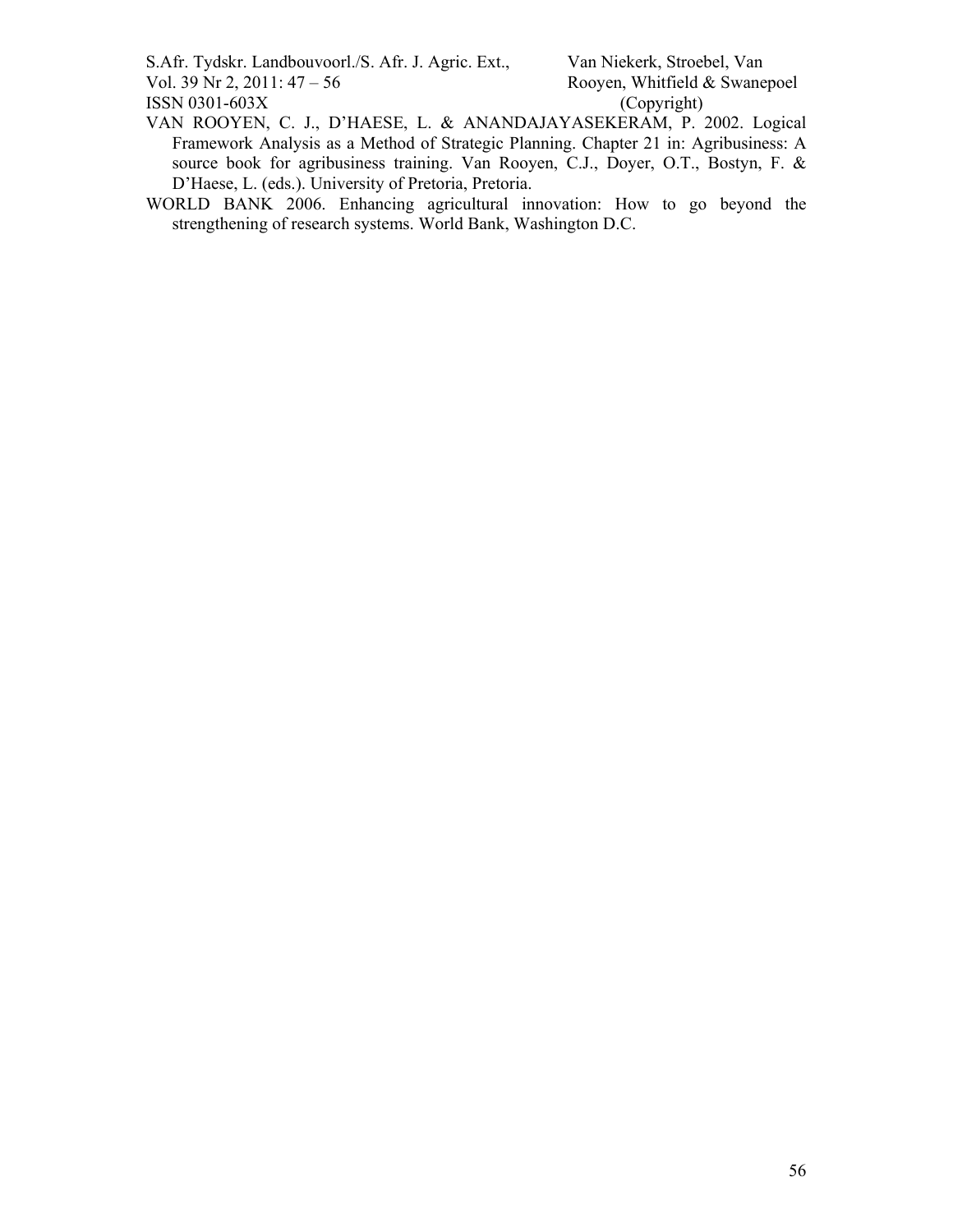VAN ROOYEN, C. J., D'HAESE, L. & ANANDAJAYASEKERAM, P. 2002. Logical Framework Analysis as a Method of Strategic Planning. Chapter 21 in: Agribusiness: A source book for agribusiness training. Van Rooyen, C.J., Doyer, O.T., Bostyn, F. & D'Haese, L. (eds.). University of Pretoria, Pretoria.

WORLD BANK 2006. Enhancing agricultural innovation: How to go beyond the strengthening of research systems. World Bank, Washington D.C.